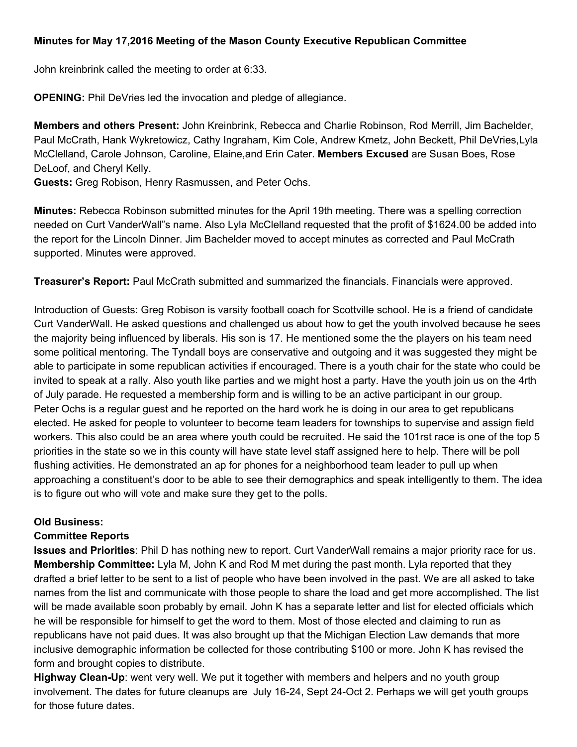**Minutes for May 17,2016 Meeting of the Mason County Executive Republican Committee**

John kreinbrink called the meeting to order at 6:33.

**OPENING:** Phil DeVries led the invocation and pledge of allegiance.

**Members and others Present:** John Kreinbrink, Rebecca and Charlie Robinson, Rod Merrill, Jim Bachelder, Paul McCrath, Hank Wykretowicz, Cathy Ingraham, Kim Cole, Andrew Kmetz, John Beckett, Phil DeVries,Lyla McClelland, Carole Johnson, Caroline, Elaine,and Erin Cater. **Members Excused** are Susan Boes, Rose DeLoof, and Cheryl Kelly.
**Guests:** Greg Robison, Henry Rasmussen, and Peter Ochs.

**Minutes:** Rebecca Robinson submitted minutes for the April 19th meeting. There was a spelling correction needed on Curt VanderWall"s name. Also Lyla McClelland requested that the profit of $1624.00 be added into the report for the Lincoln Dinner. Jim Bachelder moved to accept minutes as corrected and Paul McCrath supported. Minutes were approved.

**Treasurer's Report:** Paul McCrath submitted and summarized the financials. Financials were approved.

Introduction of Guests: Greg Robison is varsity football coach for Scottville school. He is a friend of candidate Curt VanderWall. He asked questions and challenged us about how to get the youth involved because he sees the majority being influenced by liberals. His son is 17. He mentioned some the the players on his team need some political mentoring. The Tyndall boys are conservative and outgoing and it was suggested they might be able to participate in some republican activities if encouraged. There is a youth chair for the state who could be invited to speak at a rally. Also youth like parties and we might host a party. Have the youth join us on the 4rth of July parade. He requested a membership form and is willing to be an active participant in our group.
Peter Ochs is a regular guest and he reported on the hard work he is doing in our area to get republicans elected. He asked for people to volunteer to become team leaders for townships to supervise and assign field workers. This also could be an area where youth could be recruited. He said the 101rst race is one of the top 5 priorities in the state so we in this county will have state level staff assigned here to help. There will be poll flushing activities. He demonstrated an ap for phones for a neighborhood team leader to pull up when approaching a constituent's door to be able to see their demographics and speak intelligently to them. The idea is to figure out who will vote and make sure they get to the polls.

**Old Business:**
**Committee Reports**
**Issues and Priorities**: Phil D has nothing new to report. Curt VanderWall remains a major priority race for us.
**Membership Committee:** Lyla M, John K and Rod M met during the past month. Lyla reported that they drafted a brief letter to be sent to a list of people who have been involved in the past. We are all asked to take names from the list and communicate with those people to share the load and get more accomplished. The list will be made available soon probably by email. John K has a separate letter and list for elected officials which he will be responsible for himself to get the word to them. Most of those elected and claiming to run as republicans have not paid dues. It was also brought up that the Michigan Election Law demands that more inclusive demographic information be collected for those contributing $100 or more. John K has revised the form and brought copies to distribute.
**Highway Clean-Up**: went very well. We put it together with members and helpers and no youth group involvement. The dates for future cleanups are July 16-24, Sept 24-Oct 2. Perhaps we will get youth groups for those future dates.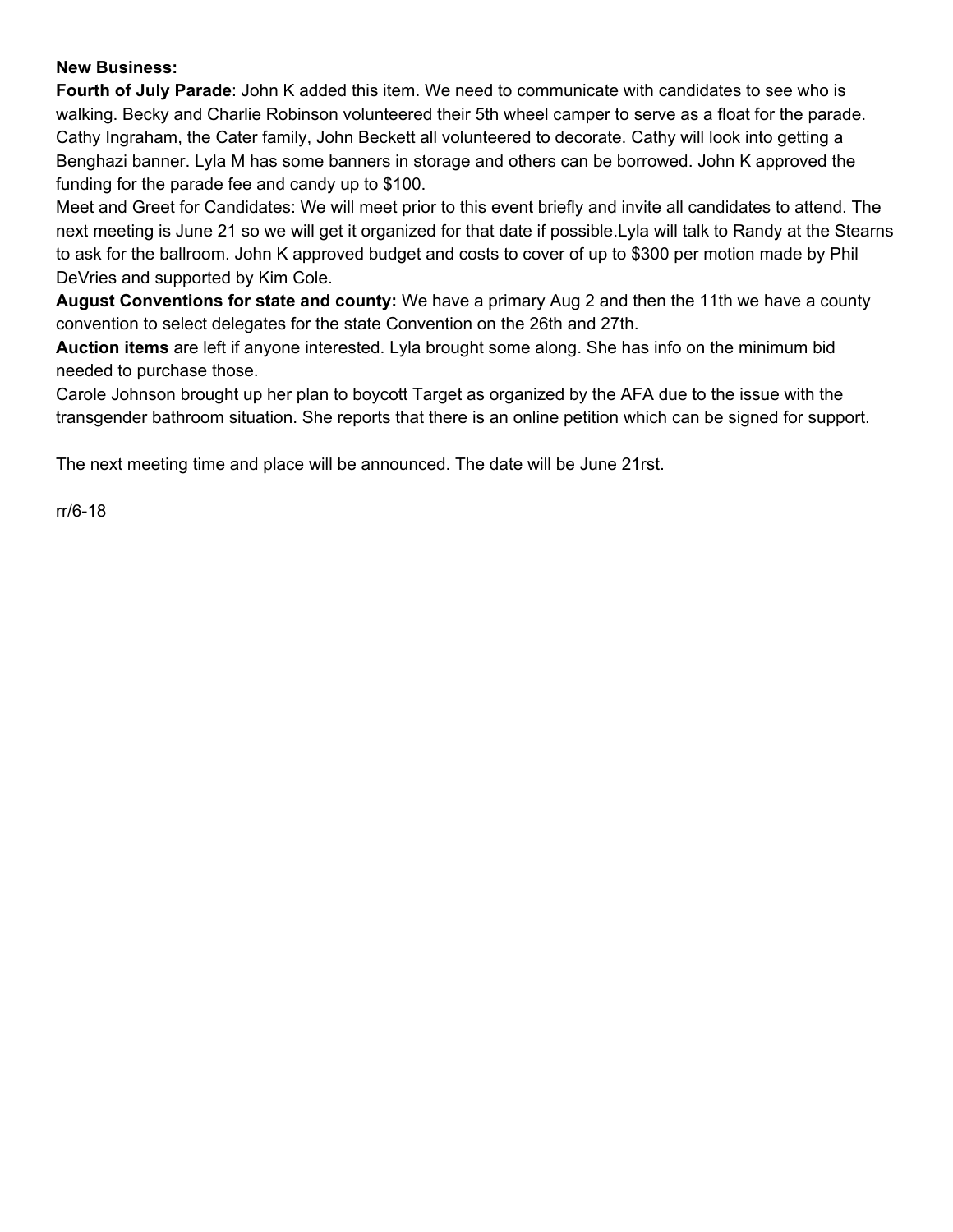**New Business:**

**Fourth of July Parade**: John K added this item. We need to communicate with candidates to see who is walking. Becky and Charlie Robinson volunteered their 5th wheel camper to serve as a float for the parade. Cathy Ingraham, the Cater family, John Beckett all volunteered to decorate. Cathy will look into getting a Benghazi banner. Lyla M has some banners in storage and others can be borrowed. John K approved the funding for the parade fee and candy up to $100.

Meet and Greet for Candidates: We will meet prior to this event briefly and invite all candidates to attend. The next meeting is June 21 so we will get it organized for that date if possible.Lyla will talk to Randy at the Stearns to ask for the ballroom. John K approved budget and costs to cover of up to $300 per motion made by Phil DeVries and supported by Kim Cole.

**August Conventions for state and county:** We have a primary Aug 2 and then the 11th we have a county convention to select delegates for the state Convention on the 26th and 27th.

**Auction items** are left if anyone interested. Lyla brought some along. She has info on the minimum bid needed to purchase those.

Carole Johnson brought up her plan to boycott Target as organized by the AFA due to the issue with the transgender bathroom situation. She reports that there is an online petition which can be signed for support.

The next meeting time and place will be announced. The date will be June 21rst.

rr/6-18